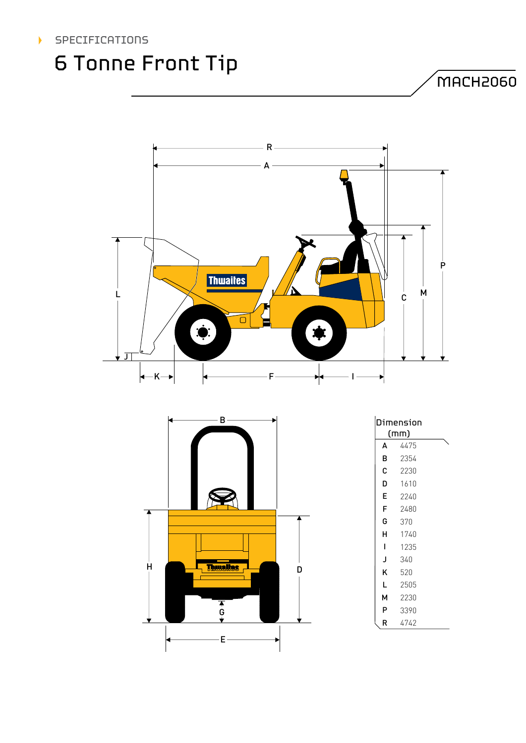SPECIFICATIONS

# 6 Tonne Front Tip

MACH2060

| Dimension (mm) | |
|---|---|
| A | 4475 |
| B | 2354 |
| C | 2230 |
| D | 1610 |
| E | 2240 |
| F | 2480 |
| G | 370 |
| H | 1740 |
| I | 1235 |
| J | 340 |
| K | 520 |
| L | 2505 |
| M | 2230 |
| P | 3390 |
| R | 4742 |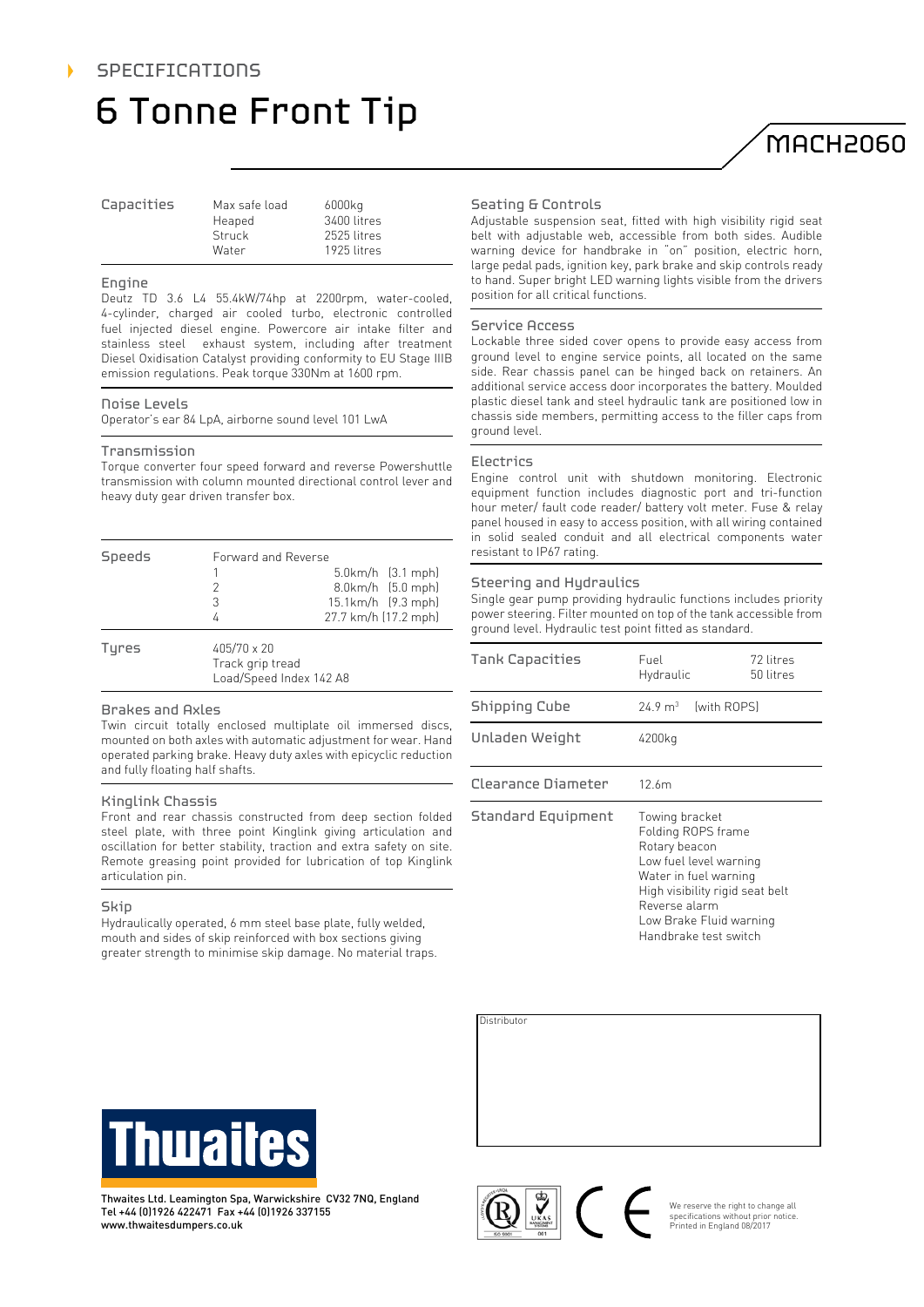SPECIFICATIONS

# 6 Tonne Front Tip

MACH2060

## Capacities

| | |
|---|---|
| Max safe load | 6000kg |
| Heaped | 3400 litres |
| Struck | 2525 litres |
| Water | 1925 litres |

## Engine

Deutz TD 3.6 L4 55.4kW/74hp at 2200rpm, water-cooled, 4-cylinder, charged air cooled turbo, electronic controlled fuel injected diesel engine. Powercore air intake filter and stainless steel exhaust system, including after treatment Diesel Oxidisation Catalyst providing conformity to EU Stage IIIB emission regulations. Peak torque 330Nm at 1600 rpm.

## Noise Levels

Operator's ear 84 LpA, airborne sound level 101 LwA

## Transmission

Torque converter four speed forward and reverse Powershuttle transmission with column mounted directional control lever and heavy duty gear driven transfer box.

## Speeds

Forward and Reverse

| | |
|---|---|
| 1 | 5.0km/h (3.1 mph) |
| 2 | 8.0km/h (5.0 mph) |
| 3 | 15.1km/h (9.3 mph) |
| 4 | 27.7 km/h (17.2 mph) |

## Tyres

405/70 x 20
Track grip tread
Load/Speed Index 142 A8

## Brakes and Axles

Twin circuit totally enclosed multiplate oil immersed discs, mounted on both axles with automatic adjustment for wear. Hand operated parking brake. Heavy duty axles with epicyclic reduction and fully floating half shafts.

## Kinglink Chassis

Front and rear chassis constructed from deep section folded steel plate, with three point Kinglink giving articulation and oscillation for better stability, traction and extra safety on site. Remote greasing point provided for lubrication of top Kinglink articulation pin.

## Skip

Hydraulically operated, 6 mm steel base plate, fully welded, mouth and sides of skip reinforced with box sections giving greater strength to minimise skip damage. No material traps.

## Seating & Controls

Adjustable suspension seat, fitted with high visibility rigid seat belt with adjustable web, accessible from both sides. Audible warning device for handbrake in "on" position, electric horn, large pedal pads, ignition key, park brake and skip controls ready to hand. Super bright LED warning lights visible from the drivers position for all critical functions.

## Service Access

Lockable three sided cover opens to provide easy access from ground level to engine service points, all located on the same side. Rear chassis panel can be hinged back on retainers. An additional service access door incorporates the battery. Moulded plastic diesel tank and steel hydraulic tank are positioned low in chassis side members, permitting access to the filler caps from ground level.

## Electrics

Engine control unit with shutdown monitoring. Electronic equipment function includes diagnostic port and tri-function hour meter/ fault code reader/ battery volt meter. Fuse & relay panel housed in easy to access position, with all wiring contained in solid sealed conduit and all electrical components water resistant to IP67 rating.

## Steering and Hydraulics

Single gear pump providing hydraulic functions includes priority power steering. Filter mounted on top of the tank accessible from ground level. Hydraulic test point fitted as standard.

## Tank Capacities

| | |
|---|---|
| Fuel | 72 litres |
| Hydraulic | 50 litres |

## Shipping Cube

24.9 $m^3$ (with ROPS)

## Unladen Weight

4200kg

## Clearance Diameter

12.6m

## Standard Equipment

- Towing bracket
- Folding ROPS frame
- Rotary beacon
- Low fuel level warning
- Water in fuel warning
- High visibility rigid seat belt
- Reverse alarm
- Low Brake Fluid warning
- Handbrake test switch

Distributor

Thwaites

Thwaites Ltd. Leamington Spa, Warwickshire CV32 7NQ, England
Tel +44 (0)1926 422471 Fax +44 (0)1926 337155
www.thwaitesdumpers.co.uk

We reserve the right to change all specifications without prior notice.
Printed in England 08/2017